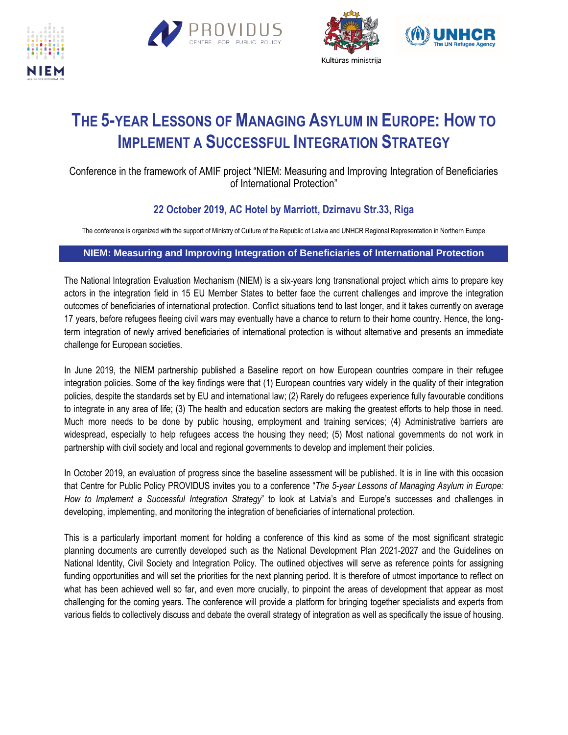# The 5-Year Lessons of Managing Asylum in Europe: How to Implement a Successful Integration Strategy

Conference in the framework of AMIF project "NIEM: Measuring and Improving Integration of Beneficiaries of International Protection"

**22 October 2019, AC Hotel by Marriott, Dzirnavu Str.33, Riga**

The conference is organized with the support of Ministry of Culture of the Republic of Latvia and UNHCR Regional Representation in Northern Europe

## NIEM: Measuring and Improving Integration of Beneficiaries of International Protection

The National Integration Evaluation Mechanism (NIEM) is a six-years long transnational project which aims to prepare key actors in the integration field in 15 EU Member States to better face the current challenges and improve the integration outcomes of beneficiaries of international protection. Conflict situations tend to last longer, and it takes currently on average 17 years, before refugees fleeing civil wars may eventually have a chance to return to their home country. Hence, the long-term integration of newly arrived beneficiaries of international protection is without alternative and presents an immediate challenge for European societies.

In June 2019, the NIEM partnership published a Baseline report on how European countries compare in their refugee integration policies. Some of the key findings were that (1) European countries vary widely in the quality of their integration policies, despite the standards set by EU and international law; (2) Rarely do refugees experience fully favourable conditions to integrate in any area of life; (3) The health and education sectors are making the greatest efforts to help those in need. Much more needs to be done by public housing, employment and training services; (4) Administrative barriers are widespread, especially to help refugees access the housing they need; (5) Most national governments do not work in partnership with civil society and local and regional governments to develop and implement their policies.

In October 2019, an evaluation of progress since the baseline assessment will be published. It is in line with this occasion that Centre for Public Policy PROVIDUS invites you to a conference "*The 5-year Lessons of Managing Asylum in Europe: How to Implement a Successful Integration Strategy*" to look at Latvia's and Europe's successes and challenges in developing, implementing, and monitoring the integration of beneficiaries of international protection.

This is a particularly important moment for holding a conference of this kind as some of the most significant strategic planning documents are currently developed such as the National Development Plan 2021-2027 and the Guidelines on National Identity, Civil Society and Integration Policy. The outlined objectives will serve as reference points for assigning funding opportunities and will set the priorities for the next planning period. It is therefore of utmost importance to reflect on what has been achieved well so far, and even more crucially, to pinpoint the areas of development that appear as most challenging for the coming years. The conference will provide a platform for bringing together specialists and experts from various fields to collectively discuss and debate the overall strategy of integration as well as specifically the issue of housing.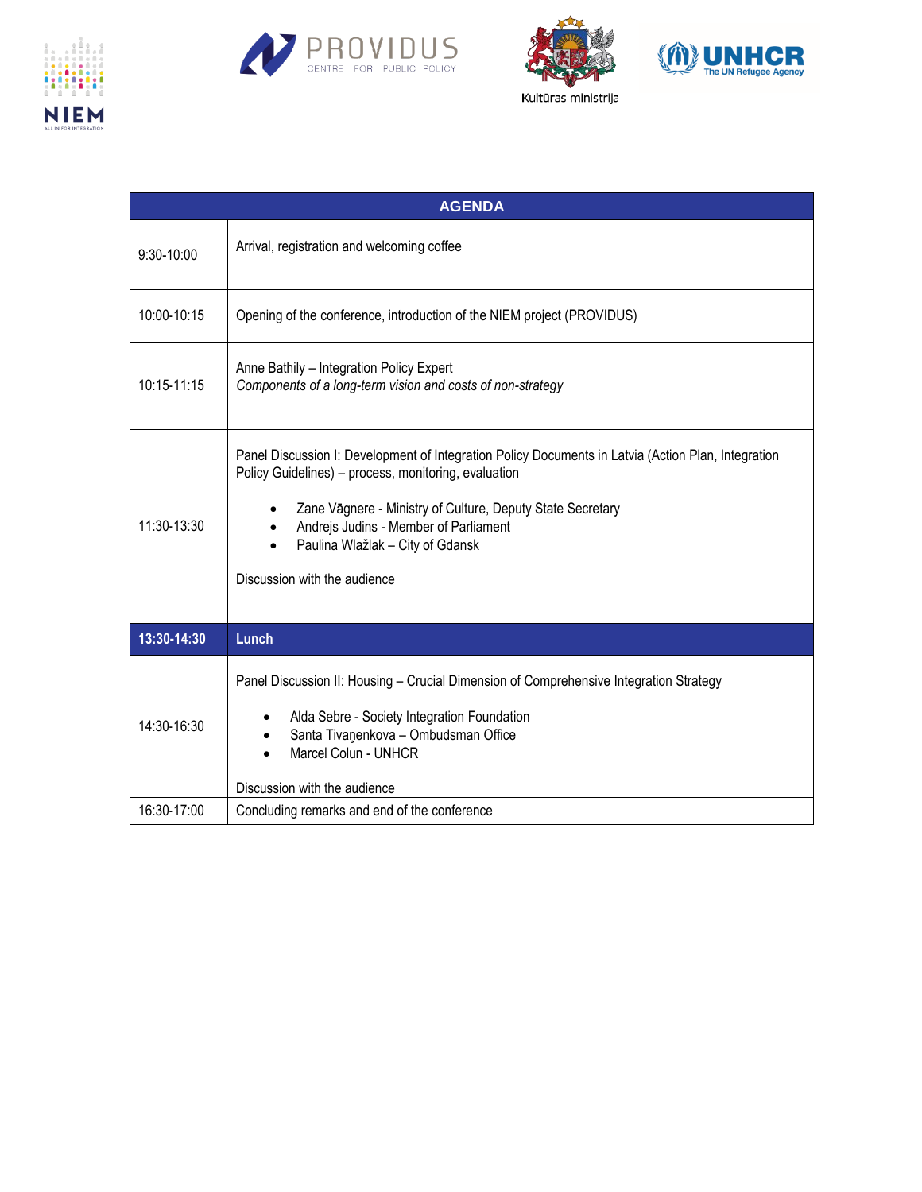Kultūras ministrija

| AGENDA | |
|---|---|
| 9:30-10:00 | Arrival, registration and welcoming coffee |
| 10:00-10:15 | Opening of the conference, introduction of the NIEM project (PROVIDUS) |
| 10:15-11:15 | Anne Bathily – Integration Policy Expert<br>*Components of a long-term vision and costs of non-strategy* |
| 11:30-13:30 | Panel Discussion I: Development of Integration Policy Documents in Latvia (Action Plan, Integration Policy Guidelines) – process, monitoring, evaluation<br>• Zane Vāgnere - Ministry of Culture, Deputy State Secretary<br>• Andrejs Judins - Member of Parliament<br>• Paulina Wlažlak – City of Gdansk<br>Discussion with the audience |
| **13:30-14:30** | **Lunch** |
| 14:30-16:30 | Panel Discussion II: Housing – Crucial Dimension of Comprehensive Integration Strategy<br>• Alda Sebre - Society Integration Foundation<br>• Santa Tivaņenkova – Ombudsman Office<br>• Marcel Colun - UNHCR<br>Discussion with the audience |
| 16:30-17:00 | Concluding remarks and end of the conference |